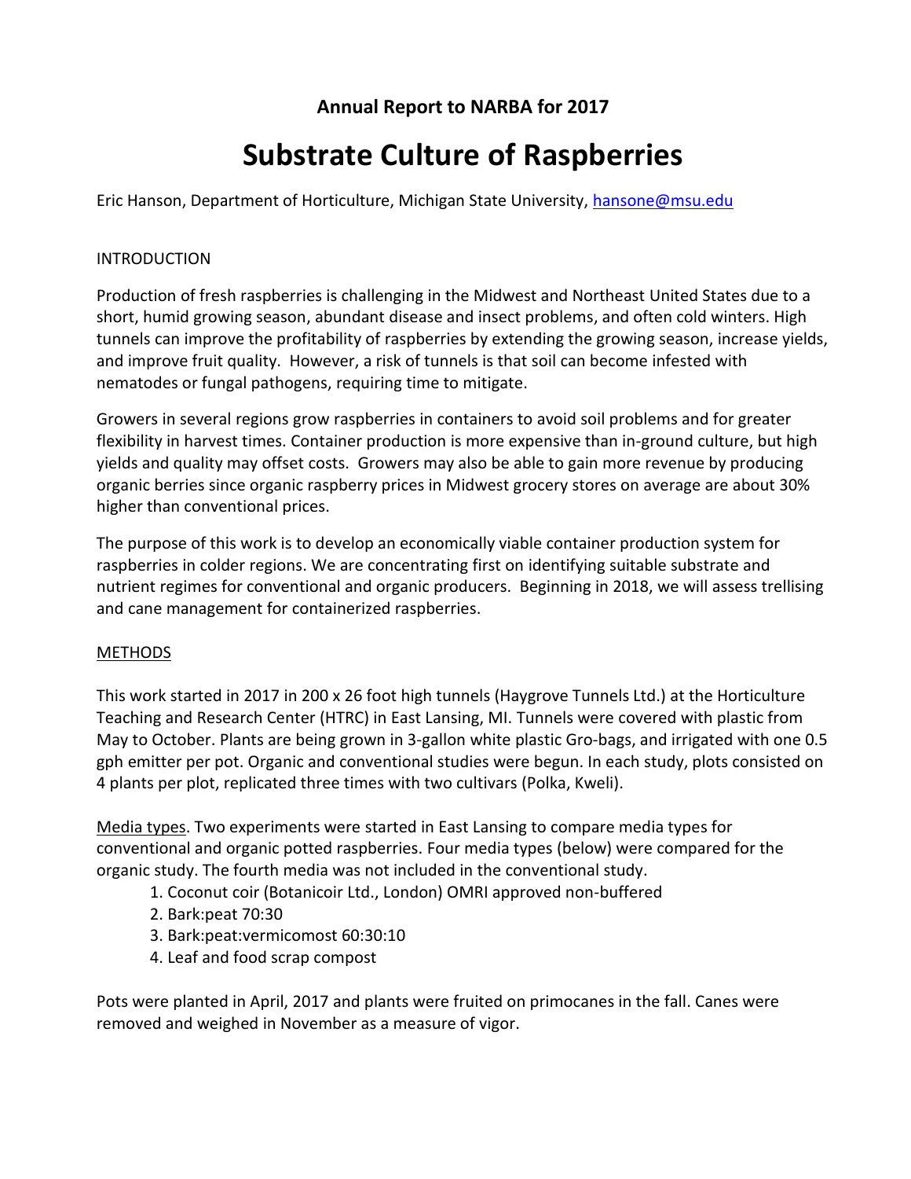**Annual Report to NARBA for 2017**

# Substrate Culture of Raspberries

Eric Hanson, Department of Horticulture, Michigan State University, hansone@msu.edu

## INTRODUCTION

Production of fresh raspberries is challenging in the Midwest and Northeast United States due to a short, humid growing season, abundant disease and insect problems, and often cold winters. High tunnels can improve the profitability of raspberries by extending the growing season, increase yields, and improve fruit quality. However, a risk of tunnels is that soil can become infested with nematodes or fungal pathogens, requiring time to mitigate.

Growers in several regions grow raspberries in containers to avoid soil problems and for greater flexibility in harvest times. Container production is more expensive than in-ground culture, but high yields and quality may offset costs. Growers may also be able to gain more revenue by producing organic berries since organic raspberry prices in Midwest grocery stores on average are about 30% higher than conventional prices.

The purpose of this work is to develop an economically viable container production system for raspberries in colder regions. We are concentrating first on identifying suitable substrate and nutrient regimes for conventional and organic producers. Beginning in 2018, we will assess trellising and cane management for containerized raspberries.

## METHODS

This work started in 2017 in 200 x 26 foot high tunnels (Haygrove Tunnels Ltd.) at the Horticulture Teaching and Research Center (HTRC) in East Lansing, MI. Tunnels were covered with plastic from May to October. Plants are being grown in 3-gallon white plastic Gro-bags, and irrigated with one 0.5 gph emitter per pot. Organic and conventional studies were begun. In each study, plots consisted on 4 plants per plot, replicated three times with two cultivars (Polka, Kweli).

Media types. Two experiments were started in East Lansing to compare media types for conventional and organic potted raspberries. Four media types (below) were compared for the organic study. The fourth media was not included in the conventional study.

1. Coconut coir (Botanicoir Ltd., London) OMRI approved non-buffered
2. Bark:peat 70:30
3. Bark:peat:vermicomost 60:30:10
4. Leaf and food scrap compost

Pots were planted in April, 2017 and plants were fruited on primocanes in the fall. Canes were removed and weighed in November as a measure of vigor.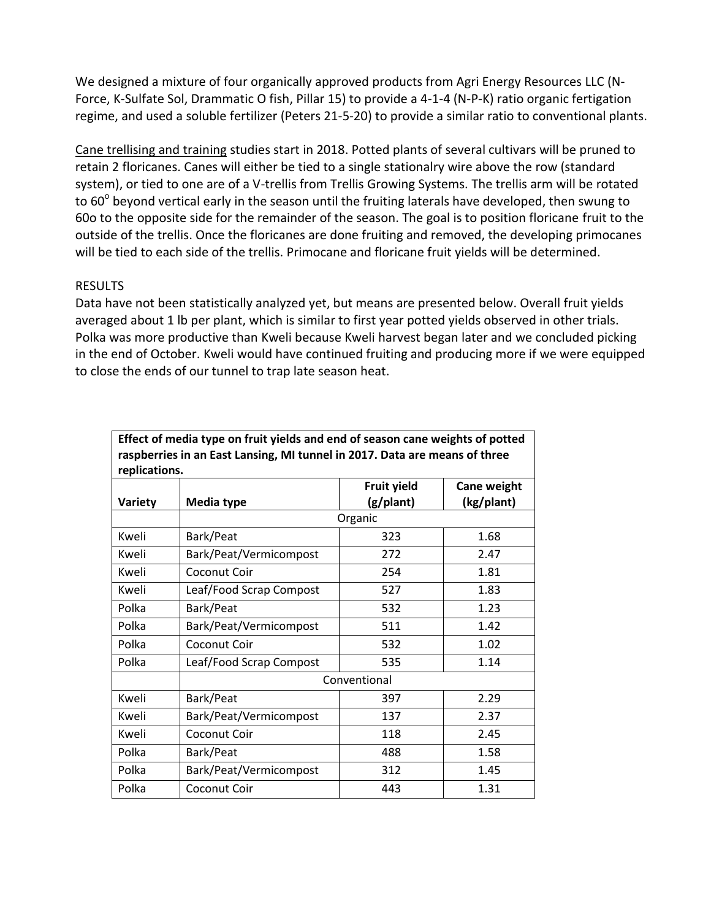We designed a mixture of four organically approved products from Agri Energy Resources LLC (N-Force, K-Sulfate Sol, Drammatic O fish, Pillar 15) to provide a 4-1-4 (N-P-K) ratio organic fertigation regime, and used a soluble fertilizer (Peters 21-5-20) to provide a similar ratio to conventional plants.

Cane trellising and training studies start in 2018. Potted plants of several cultivars will be pruned to retain 2 floricanes. Canes will either be tied to a single stationalry wire above the row (standard system), or tied to one are of a V-trellis from Trellis Growing Systems. The trellis arm will be rotated to $60^{\circ}$ beyond vertical early in the season until the fruiting laterals have developed, then swung to 60o to the opposite side for the remainder of the season. The goal is to position floricane fruit to the outside of the trellis. Once the floricanes are done fruiting and removed, the developing primocanes will be tied to each side of the trellis. Primocane and floricane fruit yields will be determined.

## RESULTS

Data have not been statistically analyzed yet, but means are presented below. Overall fruit yields averaged about 1 lb per plant, which is similar to first year potted yields observed in other trials. Polka was more productive than Kweli because Kweli harvest began later and we concluded picking in the end of October. Kweli would have continued fruiting and producing more if we were equipped to close the ends of our tunnel to trap late season heat.

**Effect of media type on fruit yields and end of season cane weights of potted raspberries in an East Lansing, MI tunnel in 2017. Data are means of three replications.**

| Variety | Media type | Fruit yield (g/plant) | Cane weight (kg/plant) |
|---|---|---|---|
| | Organic | | |
| Kweli | Bark/Peat | 323 | 1.68 |
| Kweli | Bark/Peat/Vermicompost | 272 | 2.47 |
| Kweli | Coconut Coir | 254 | 1.81 |
| Kweli | Leaf/Food Scrap Compost | 527 | 1.83 |
| Polka | Bark/Peat | 532 | 1.23 |
| Polka | Bark/Peat/Vermicompost | 511 | 1.42 |
| Polka | Coconut Coir | 532 | 1.02 |
| Polka | Leaf/Food Scrap Compost | 535 | 1.14 |
| | Conventional | | |
| Kweli | Bark/Peat | 397 | 2.29 |
| Kweli | Bark/Peat/Vermicompost | 137 | 2.37 |
| Kweli | Coconut Coir | 118 | 2.45 |
| Polka | Bark/Peat | 488 | 1.58 |
| Polka | Bark/Peat/Vermicompost | 312 | 1.45 |
| Polka | Coconut Coir | 443 | 1.31 |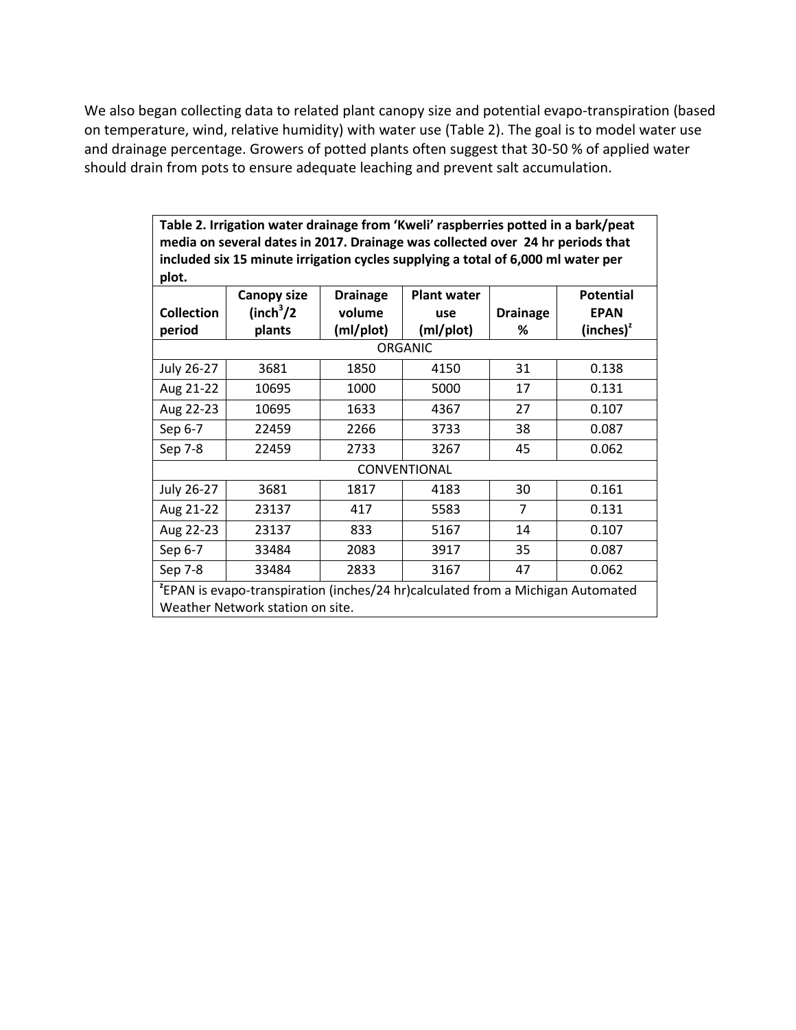We also began collecting data to related plant canopy size and potential evapo-transpiration (based on temperature, wind, relative humidity) with water use (Table 2). The goal is to model water use and drainage percentage. Growers of potted plants often suggest that 30-50 % of applied water should drain from pots to ensure adequate leaching and prevent salt accumulation.

**Table 2. Irrigation water drainage from 'Kweli' raspberries potted in a bark/peat media on several dates in 2017. Drainage was collected over 24 hr periods that included six 15 minute irrigation cycles supplying a total of 6,000 ml water per plot.**

| Collection period | Canopy size ($inch^3$/2 plants) | Drainage volume (ml/plot) | Plant water use (ml/plot) | Drainage % | Potential EPAN (inches)[z] |
|---|---|---|---|---|---|
| ORGANIC | | | | | |
| July 26-27 | 3681 | 1850 | 4150 | 31 | 0.138 |
| Aug 21-22 | 10695 | 1000 | 5000 | 17 | 0.131 |
| Aug 22-23 | 10695 | 1633 | 4367 | 27 | 0.107 |
| Sep 6-7 | 22459 | 2266 | 3733 | 38 | 0.087 |
| Sep 7-8 | 22459 | 2733 | 3267 | 45 | 0.062 |
| CONVENTIONAL | | | | | |
| July 26-27 | 3681 | 1817 | 4183 | 30 | 0.161 |
| Aug 21-22 | 23137 | 417 | 5583 | 7 | 0.131 |
| Aug 22-23 | 23137 | 833 | 5167 | 14 | 0.107 |
| Sep 6-7 | 33484 | 2083 | 3917 | 35 | 0.087 |
| Sep 7-8 | 33484 | 2833 | 3167 | 47 | 0.062 |

[z]EPAN is evapo-transpiration (inches/24 hr)calculated from a Michigan Automated Weather Network station on site.